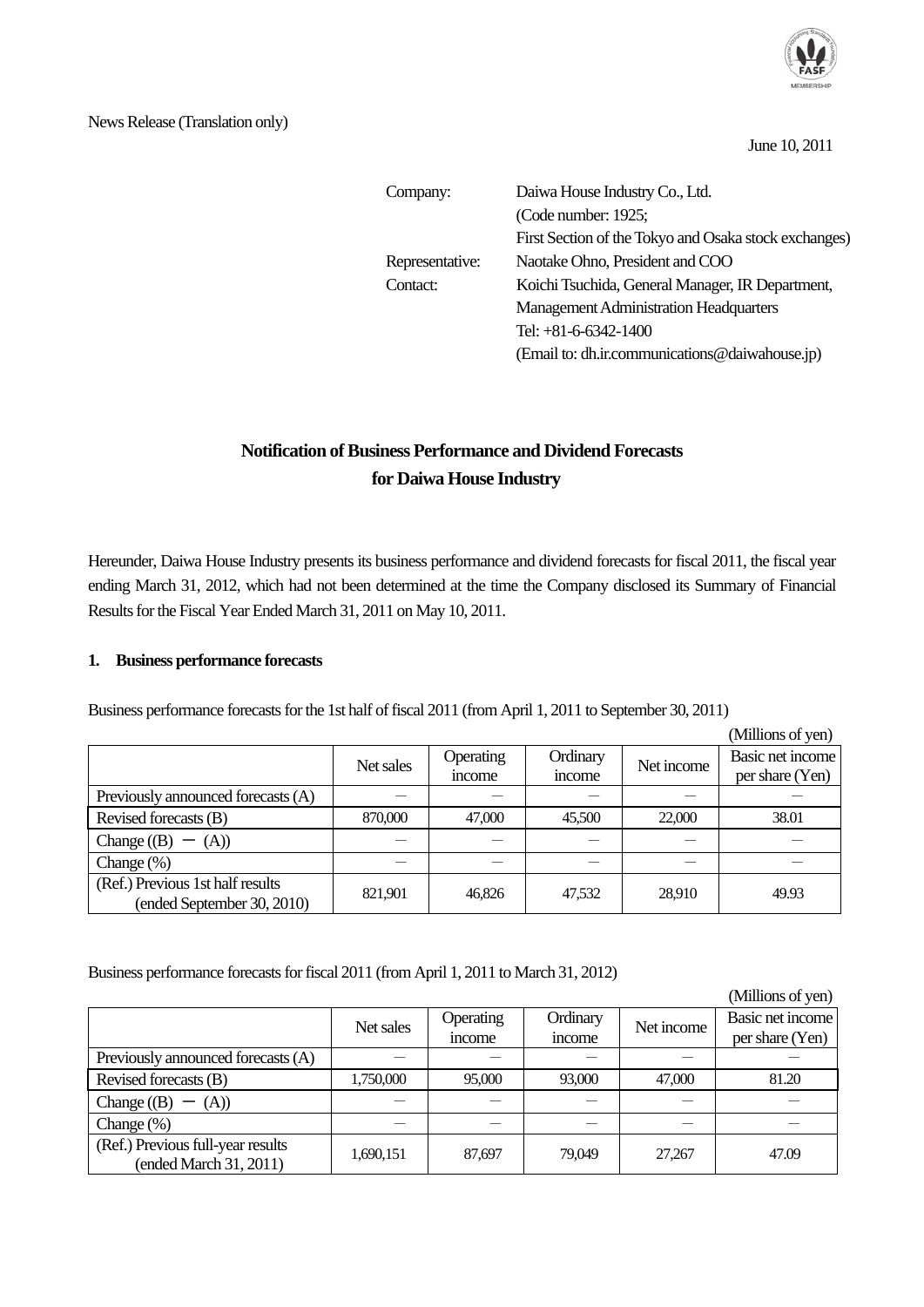News Release (Translation only)

June 10, 2011

| | |
|---|---|
| Company: | Daiwa House Industry Co., Ltd. (Code number: 1925; First Section of the Tokyo and Osaka stock exchanges) |
| Representative: | Naotake Ohno, President and COO |
| Contact: | Koichi Tsuchida, General Manager, IR Department, Management Administration Headquarters Tel: +81-6-6342-1400 (Email to: dh.ir.communications@daiwahouse.jp) |

# Notification of Business Performance and Dividend Forecasts for Daiwa House Industry

Hereunder, Daiwa House Industry presents its business performance and dividend forecasts for fiscal 2011, the fiscal year ending March 31, 2012, which had not been determined at the time the Company disclosed its Summary of Financial Results for the Fiscal Year Ended March 31, 2011 on May 10, 2011.

## 1. Business performance forecasts

Business performance forecasts for the 1st half of fiscal 2011 (from April 1, 2011 to September 30, 2011)

(Millions of yen)

| | Net sales | Operating income | Ordinary income | Net income | Basic net income per share (Yen) |
|---|---|---|---|---|---|
| Previously announced forecasts (A) | — | — | — | — | — |
| Revised forecasts (B) | 870,000 | 47,000 | 45,500 | 22,000 | 38.01 |
| Change ((B) − (A)) | — | — | — | — | — |
| Change (%) | — | — | — | — | — |
| (Ref.) Previous 1st half results (ended September 30, 2010) | 821,901 | 46,826 | 47,532 | 28,910 | 49.93 |

Business performance forecasts for fiscal 2011 (from April 1, 2011 to March 31, 2012)

(Millions of yen)

| | Net sales | Operating income | Ordinary income | Net income | Basic net income per share (Yen) |
|---|---|---|---|---|---|
| Previously announced forecasts (A) | — | — | — | — | — |
| Revised forecasts (B) | 1,750,000 | 95,000 | 93,000 | 47,000 | 81.20 |
| Change ((B) − (A)) | — | — | — | — | — |
| Change (%) | — | — | — | — | — |
| (Ref.) Previous full-year results (ended March 31, 2011) | 1,690,151 | 87,697 | 79,049 | 27,267 | 47.09 |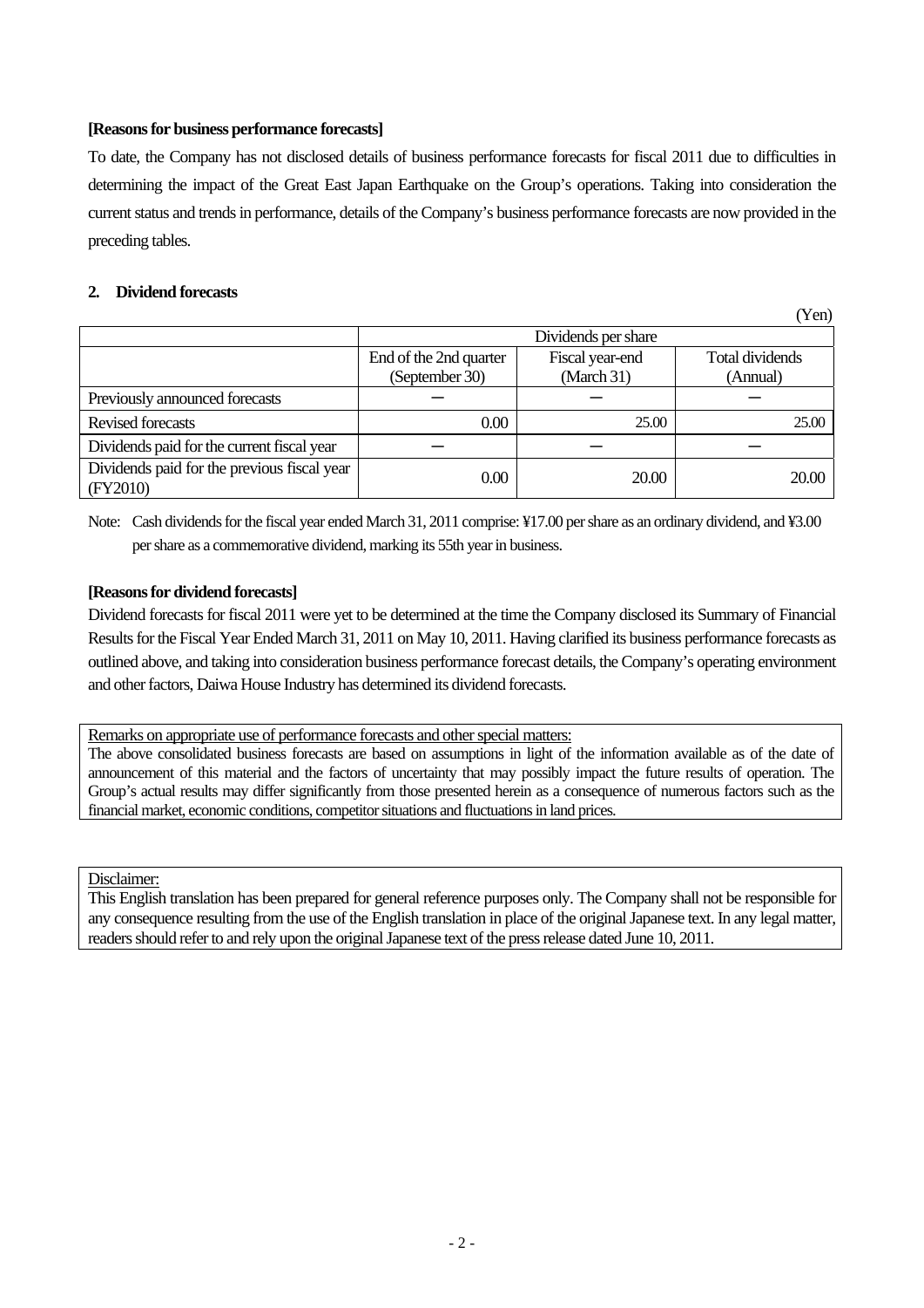**[Reasons for business performance forecasts]**

To date, the Company has not disclosed details of business performance forecasts for fiscal 2011 due to difficulties in determining the impact of the Great East Japan Earthquake on the Group's operations. Taking into consideration the current status and trends in performance, details of the Company's business performance forecasts are now provided in the preceding tables.

## 2. Dividend forecasts

(Yen)

| | Dividends per share | | |
|---|---|---|---|
| | End of the 2nd quarter (September 30) | Fiscal year-end (March 31) | Total dividends (Annual) |
| Previously announced forecasts | ― | ― | ― |
| Revised forecasts | 0.00 | 25.00 | 25.00 |
| Dividends paid for the current fiscal year | ― | ― | ― |
| Dividends paid for the previous fiscal year (FY2010) | 0.00 | 20.00 | 20.00 |

Note: Cash dividends for the fiscal year ended March 31, 2011 comprise: ¥17.00 per share as an ordinary dividend, and ¥3.00 per share as a commemorative dividend, marking its 55th year in business.

**[Reasons for dividend forecasts]**

Dividend forecasts for fiscal 2011 were yet to be determined at the time the Company disclosed its Summary of Financial Results for the Fiscal Year Ended March 31, 2011 on May 10, 2011. Having clarified its business performance forecasts as outlined above, and taking into consideration business performance forecast details, the Company's operating environment and other factors, Daiwa House Industry has determined its dividend forecasts.

Remarks on appropriate use of performance forecasts and other special matters:
The above consolidated business forecasts are based on assumptions in light of the information available as of the date of announcement of this material and the factors of uncertainty that may possibly impact the future results of operation. The Group's actual results may differ significantly from those presented herein as a consequence of numerous factors such as the financial market, economic conditions, competitor situations and fluctuations in land prices.

Disclaimer:
This English translation has been prepared for general reference purposes only. The Company shall not be responsible for any consequence resulting from the use of the English translation in place of the original Japanese text. In any legal matter, readers should refer to and rely upon the original Japanese text of the press release dated June 10, 2011.